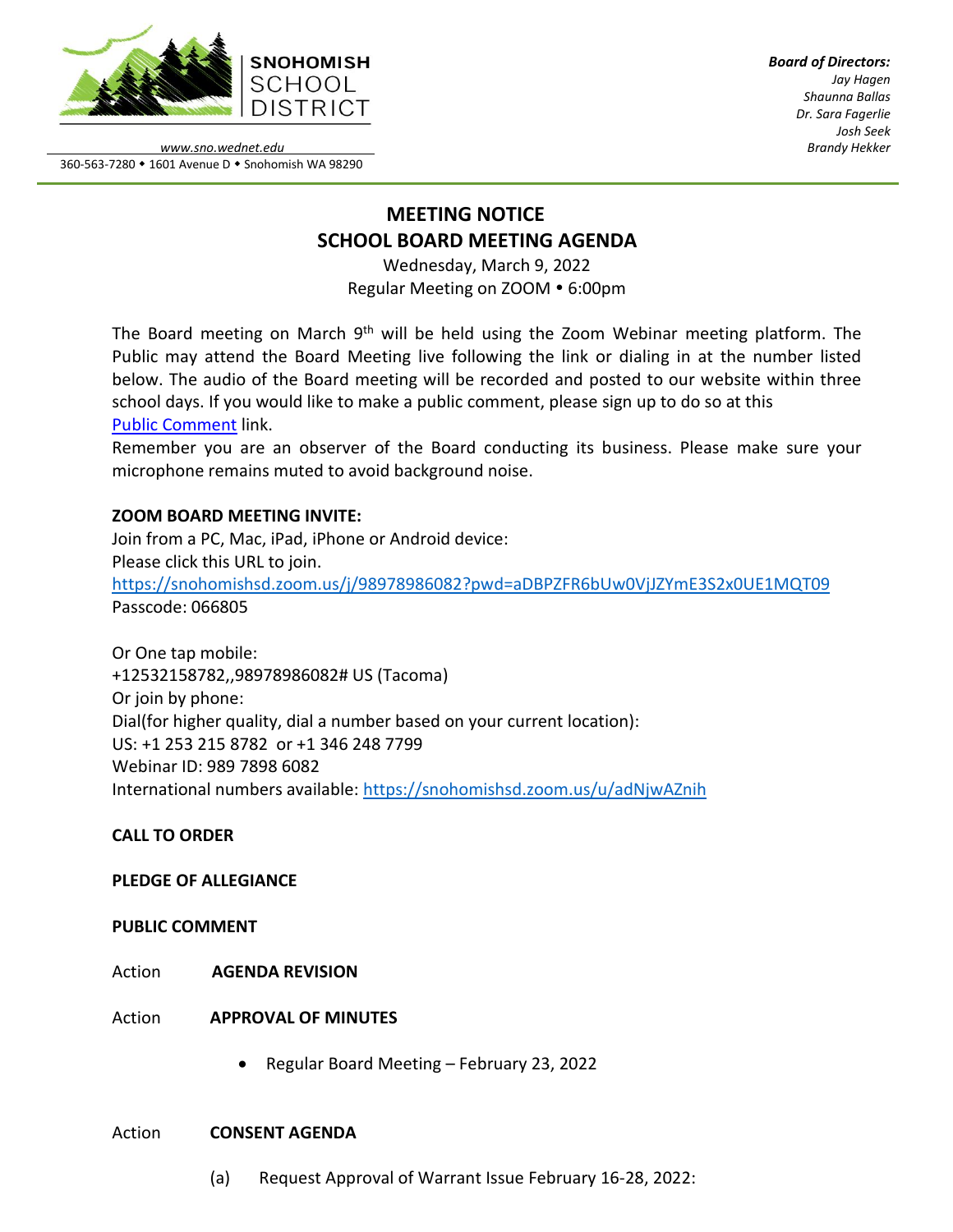**SNOHOMISH SCHOOL DISTRICT**

*www.sno.wednet.edu*
360-563-7280 • 1601 Avenue D • Snohomish WA 98290

***Board of Directors:***
*Jay Hagen*
*Shaunna Ballas*
*Dr. Sara Fagerlie*
*Josh Seek*
*Brandy Hekker*

# MEETING NOTICE
# SCHOOL BOARD MEETING AGENDA

Wednesday, March 9, 2022
Regular Meeting on ZOOM • 6:00pm

The Board meeting on March 9th will be held using the Zoom Webinar meeting platform. The Public may attend the Board Meeting live following the link or dialing in at the number listed below. The audio of the Board meeting will be recorded and posted to our website within three school days. If you would like to make a public comment, please sign up to do so at this Public Comment link.
Remember you are an observer of the Board conducting its business. Please make sure your microphone remains muted to avoid background noise.

**ZOOM BOARD MEETING INVITE:**
Join from a PC, Mac, iPad, iPhone or Android device:
Please click this URL to join.
https://snohomishsd.zoom.us/j/98978986082?pwd=aDBPZFR6bUw0VjJZYmE3S2x0UE1MQT09
Passcode: 066805

Or One tap mobile:
+12532158782,,98978986082# US (Tacoma)
Or join by phone:
Dial(for higher quality, dial a number based on your current location):
US: +1 253 215 8782 or +1 346 248 7799
Webinar ID: 989 7898 6082
International numbers available: https://snohomishsd.zoom.us/u/adNjwAZnih

**CALL TO ORDER**

**PLEDGE OF ALLEGIANCE**

**PUBLIC COMMENT**

Action **AGENDA REVISION**

Action **APPROVAL OF MINUTES**

- Regular Board Meeting – February 23, 2022

Action **CONSENT AGENDA**

(a) Request Approval of Warrant Issue February 16-28, 2022: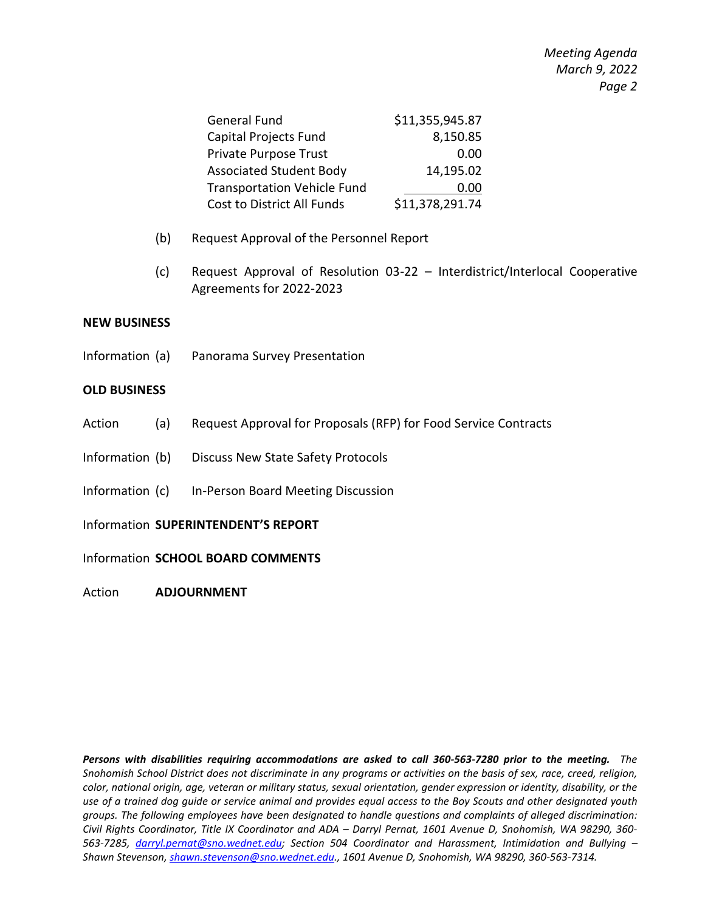| | |
|---|---|
| General Fund | $11,355,945.87 |
| Capital Projects Fund | 8,150.85 |
| Private Purpose Trust | 0.00 |
| Associated Student Body | 14,195.02 |
| Transportation Vehicle Fund | 0.00 |
| Cost to District All Funds | $11,378,291.74 |

(b) Request Approval of the Personnel Report

(c) Request Approval of Resolution 03-22 – Interdistrict/Interlocal Cooperative Agreements for 2022-2023

**NEW BUSINESS**

Information (a) Panorama Survey Presentation

**OLD BUSINESS**

Action (a) Request Approval for Proposals (RFP) for Food Service Contracts

Information (b) Discuss New State Safety Protocols

Information (c) In-Person Board Meeting Discussion

Information **SUPERINTENDENT'S REPORT**

Information **SCHOOL BOARD COMMENTS**

Action **ADJOURNMENT**

***Persons with disabilities requiring accommodations are asked to call 360-563-7280 prior to the meeting.*** *The Snohomish School District does not discriminate in any programs or activities on the basis of sex, race, creed, religion, color, national origin, age, veteran or military status, sexual orientation, gender expression or identity, disability, or the use of a trained dog guide or service animal and provides equal access to the Boy Scouts and other designated youth groups. The following employees have been designated to handle questions and complaints of alleged discrimination: Civil Rights Coordinator, Title IX Coordinator and ADA – Darryl Pernat, 1601 Avenue D, Snohomish, WA 98290, 360-563-7285, darryl.pernat@sno.wednet.edu; Section 504 Coordinator and Harassment, Intimidation and Bullying – Shawn Stevenson, shawn.stevenson@sno.wednet.edu., 1601 Avenue D, Snohomish, WA 98290, 360-563-7314.*